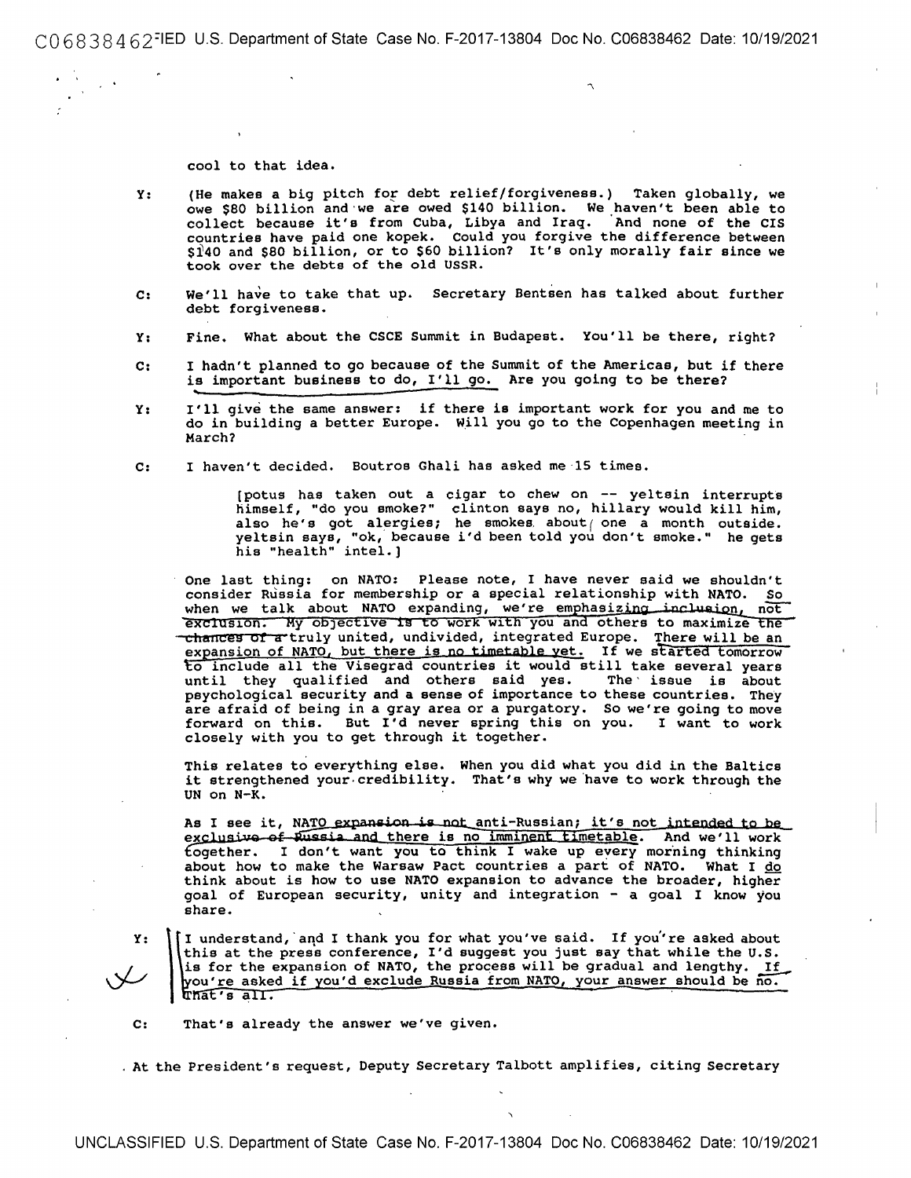cool to that idea.

Y: (He makes a big pitch for debt relief/forgiveness.) Taken globally, we owe $80 billion and we are owed $140 billion. We haven't been able to collect because it's from Cuba, Libya and Iraq. And none of the CIS countries have paid one kopek. Could you forgive the difference between $140 and $80 billion, or to $60 billion? It's only morally fair since we took over the debts of the old USSR.

C: We'll have to take that up. Secretary Bentsen has talked about further debt forgiveness.

Y: Fine. What about the CSCE Summit in Budapest. You'll be there, right?

C: I hadn't planned to go because of the Summit of the Americas, but if there is important business to do, I'll go. Are you going to be there?

Y: I'll give the same answer: if there is important work for you and me to do in building a better Europe. Will you go to the Copenhagen meeting in March?

C: I haven't decided. Boutros Ghali has asked me 15 times.

> [potus has taken out a cigar to chew on -- yeltsin interrupts himself, "do you smoke?" clinton says no, hillary would kill him, also he's got alergies; he smokes about one a month outside. yeltsin says, "ok, because i'd been told you don't smoke." he gets his "health" intel.]

One last thing: on NATO: Please note, I have never said we shouldn't consider Russia for membership or a special relationship with NATO. So when we talk about NATO expanding, we're emphasizing inclusion, not exclusion. My objective is to work with you and others to maximize the chances of a truly united, undivided, integrated Europe. There will be an expansion of NATO, but there is no timetable yet. If we started tomorrow to include all the Visegrad countries it would still take several years until they qualified and others said yes. The issue is about psychological security and a sense of importance to these countries. They are afraid of being in a gray area or a purgatory. So we're going to move forward on this. But I'd never spring this on you. I want to work closely with you to get through it together.

This relates to everything else. When you did what you did in the Baltics it strengthened your credibility. That's why we have to work through the UN on N-K.

As I see it, NATO expansion is not anti-Russian; it's not intended to be exclusive of Russia and there is no imminent timetable. And we'll work together. I don't want you to think I wake up every morning thinking about how to make the Warsaw Pact countries a part of NATO. What I do think about is how to use NATO expansion to advance the broader, higher goal of European security, unity and integration - a goal I know you share.

Y: I understand, and I thank you for what you've said. If you're asked about this at the press conference, I'd suggest you just say that while the U.S. is for the expansion of NATO, the process will be gradual and lengthy. If you're asked if you'd exclude Russia from NATO, your answer should be no. That's all.

C: That's already the answer we've given.

At the President's request, Deputy Secretary Talbott amplifies, citing Secretary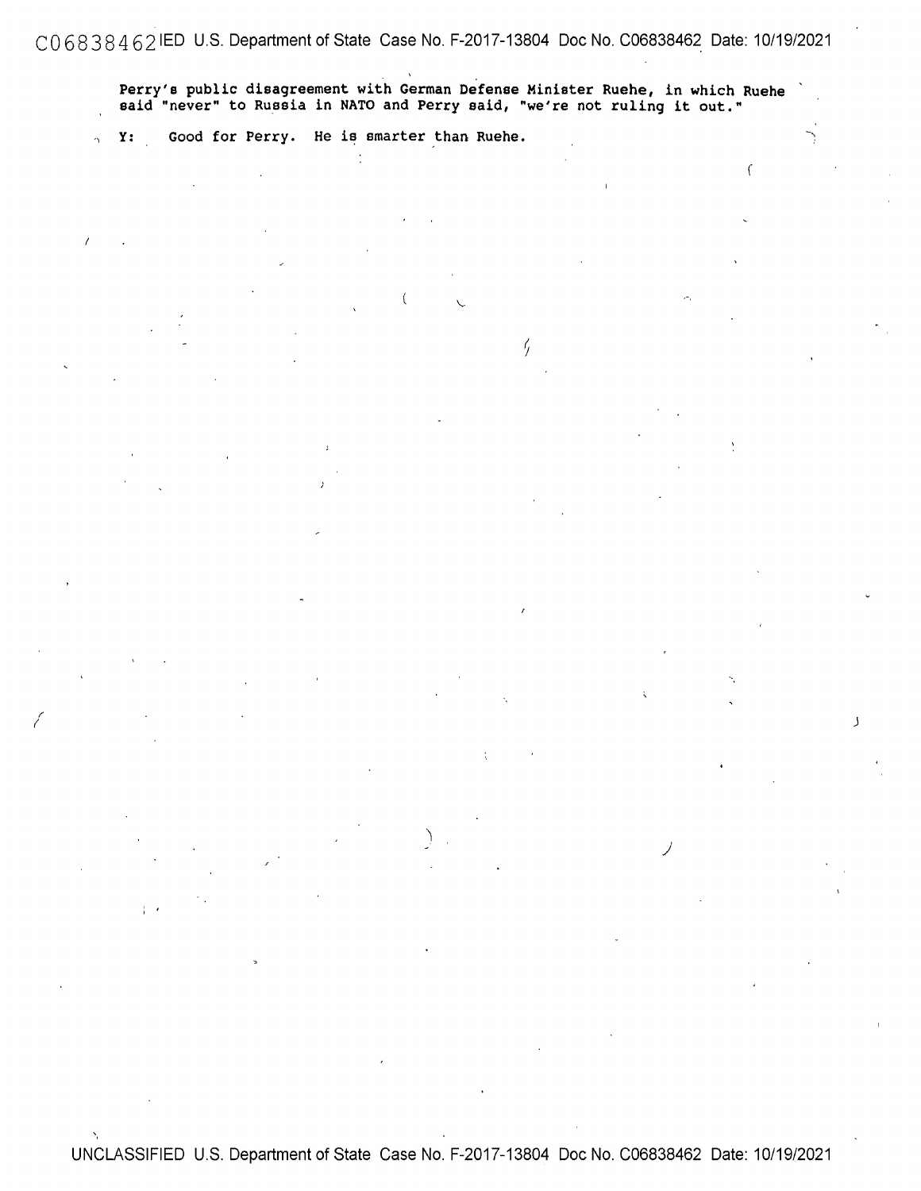Perry's public disagreement with German Defense Minister Ruehe, in which Ruehe said "never" to Russia in NATO and Perry said, "we're not ruling it out."

Y: Good for Perry. He is smarter than Ruehe.